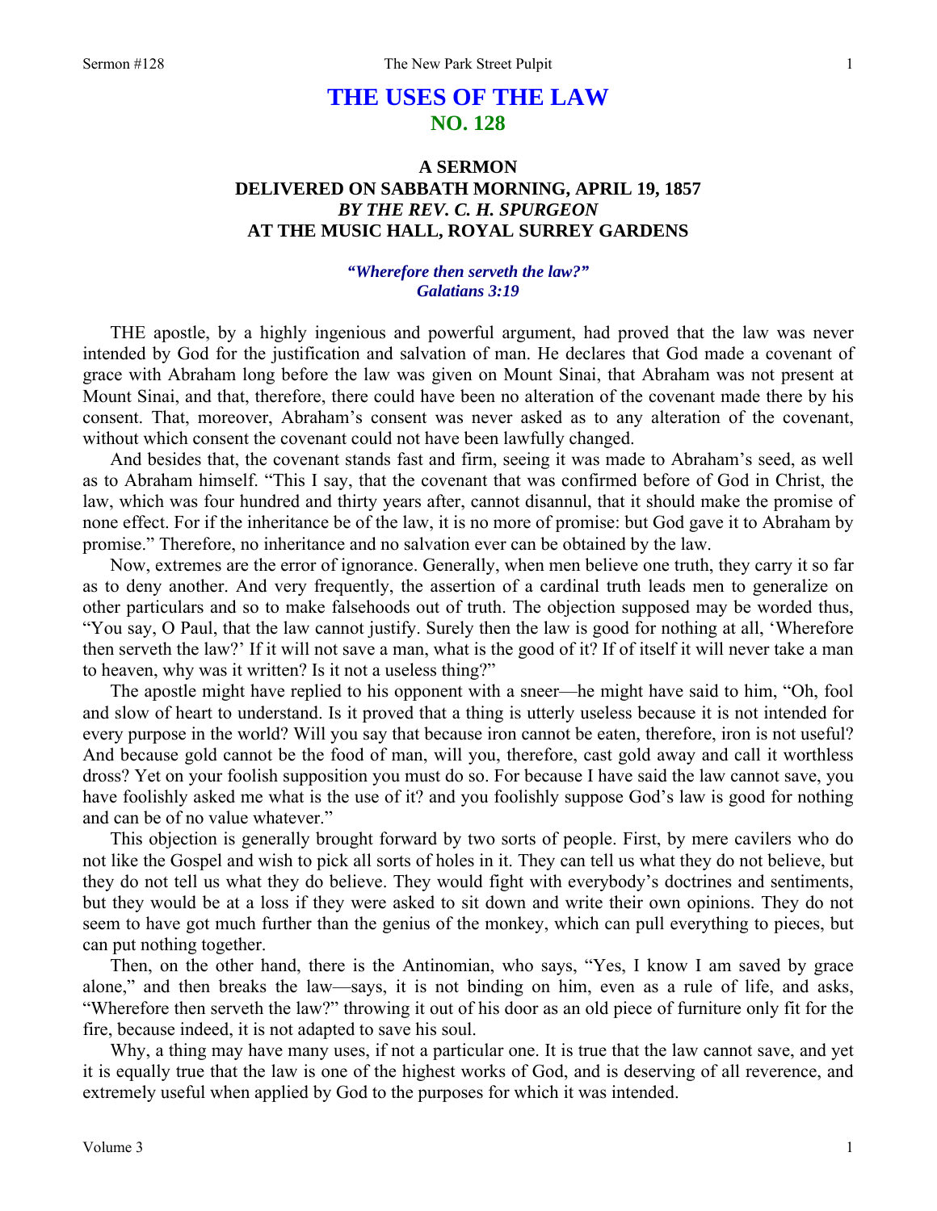# THE USES OF THE LAW
## NO. 128

### A SERMON
### DELIVERED ON SABBATH MORNING, APRIL 19, 1857
### *BY THE REV. C. H. SPURGEON*
### AT THE MUSIC HALL, ROYAL SURREY GARDENS

***"Wherefore then serveth the law?"***
***Galatians 3:19***

THE apostle, by a highly ingenious and powerful argument, had proved that the law was never intended by God for the justification and salvation of man. He declares that God made a covenant of grace with Abraham long before the law was given on Mount Sinai, that Abraham was not present at Mount Sinai, and that, therefore, there could have been no alteration of the covenant made there by his consent. That, moreover, Abraham's consent was never asked as to any alteration of the covenant, without which consent the covenant could not have been lawfully changed.

And besides that, the covenant stands fast and firm, seeing it was made to Abraham's seed, as well as to Abraham himself. "This I say, that the covenant that was confirmed before of God in Christ, the law, which was four hundred and thirty years after, cannot disannul, that it should make the promise of none effect. For if the inheritance be of the law, it is no more of promise: but God gave it to Abraham by promise." Therefore, no inheritance and no salvation ever can be obtained by the law.

Now, extremes are the error of ignorance. Generally, when men believe one truth, they carry it so far as to deny another. And very frequently, the assertion of a cardinal truth leads men to generalize on other particulars and so to make falsehoods out of truth. The objection supposed may be worded thus, "You say, O Paul, that the law cannot justify. Surely then the law is good for nothing at all, 'Wherefore then serveth the law?' If it will not save a man, what is the good of it? If of itself it will never take a man to heaven, why was it written? Is it not a useless thing?"

The apostle might have replied to his opponent with a sneer—he might have said to him, "Oh, fool and slow of heart to understand. Is it proved that a thing is utterly useless because it is not intended for every purpose in the world? Will you say that because iron cannot be eaten, therefore, iron is not useful? And because gold cannot be the food of man, will you, therefore, cast gold away and call it worthless dross? Yet on your foolish supposition you must do so. For because I have said the law cannot save, you have foolishly asked me what is the use of it? and you foolishly suppose God's law is good for nothing and can be of no value whatever."

This objection is generally brought forward by two sorts of people. First, by mere cavilers who do not like the Gospel and wish to pick all sorts of holes in it. They can tell us what they do not believe, but they do not tell us what they do believe. They would fight with everybody's doctrines and sentiments, but they would be at a loss if they were asked to sit down and write their own opinions. They do not seem to have got much further than the genius of the monkey, which can pull everything to pieces, but can put nothing together.

Then, on the other hand, there is the Antinomian, who says, "Yes, I know I am saved by grace alone," and then breaks the law—says, it is not binding on him, even as a rule of life, and asks, "Wherefore then serveth the law?" throwing it out of his door as an old piece of furniture only fit for the fire, because indeed, it is not adapted to save his soul.

Why, a thing may have many uses, if not a particular one. It is true that the law cannot save, and yet it is equally true that the law is one of the highest works of God, and is deserving of all reverence, and extremely useful when applied by God to the purposes for which it was intended.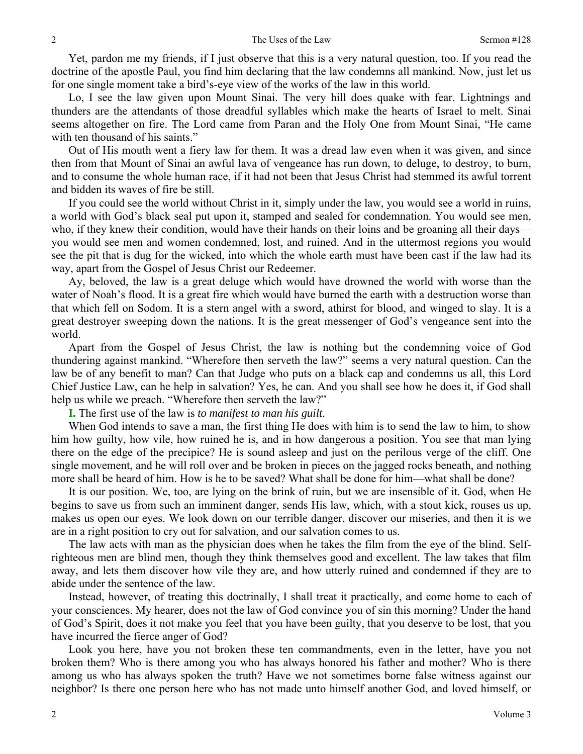Yet, pardon me my friends, if I just observe that this is a very natural question, too. If you read the doctrine of the apostle Paul, you find him declaring that the law condemns all mankind. Now, just let us for one single moment take a bird's-eye view of the works of the law in this world.

Lo, I see the law given upon Mount Sinai. The very hill does quake with fear. Lightnings and thunders are the attendants of those dreadful syllables which make the hearts of Israel to melt. Sinai seems altogether on fire. The Lord came from Paran and the Holy One from Mount Sinai, "He came with ten thousand of his saints."

Out of His mouth went a fiery law for them. It was a dread law even when it was given, and since then from that Mount of Sinai an awful lava of vengeance has run down, to deluge, to destroy, to burn, and to consume the whole human race, if it had not been that Jesus Christ had stemmed its awful torrent and bidden its waves of fire be still.

If you could see the world without Christ in it, simply under the law, you would see a world in ruins, a world with God's black seal put upon it, stamped and sealed for condemnation. You would see men, who, if they knew their condition, would have their hands on their loins and be groaning all their days—you would see men and women condemned, lost, and ruined. And in the uttermost regions you would see the pit that is dug for the wicked, into which the whole earth must have been cast if the law had its way, apart from the Gospel of Jesus Christ our Redeemer.

Ay, beloved, the law is a great deluge which would have drowned the world with worse than the water of Noah's flood. It is a great fire which would have burned the earth with a destruction worse than that which fell on Sodom. It is a stern angel with a sword, athirst for blood, and winged to slay. It is a great destroyer sweeping down the nations. It is the great messenger of God's vengeance sent into the world.

Apart from the Gospel of Jesus Christ, the law is nothing but the condemning voice of God thundering against mankind. "Wherefore then serveth the law?" seems a very natural question. Can the law be of any benefit to man? Can that Judge who puts on a black cap and condemns us all, this Lord Chief Justice Law, can he help in salvation? Yes, he can. And you shall see how he does it, if God shall help us while we preach. "Wherefore then serveth the law?"

**I.** The first use of the law is *to manifest to man his guilt*.

When God intends to save a man, the first thing He does with him is to send the law to him, to show him how guilty, how vile, how ruined he is, and in how dangerous a position. You see that man lying there on the edge of the precipice? He is sound asleep and just on the perilous verge of the cliff. One single movement, and he will roll over and be broken in pieces on the jagged rocks beneath, and nothing more shall be heard of him. How is he to be saved? What shall be done for him—what shall be done?

It is our position. We, too, are lying on the brink of ruin, but we are insensible of it. God, when He begins to save us from such an imminent danger, sends His law, which, with a stout kick, rouses us up, makes us open our eyes. We look down on our terrible danger, discover our miseries, and then it is we are in a right position to cry out for salvation, and our salvation comes to us.

The law acts with man as the physician does when he takes the film from the eye of the blind. Self-righteous men are blind men, though they think themselves good and excellent. The law takes that film away, and lets them discover how vile they are, and how utterly ruined and condemned if they are to abide under the sentence of the law.

Instead, however, of treating this doctrinally, I shall treat it practically, and come home to each of your consciences. My hearer, does not the law of God convince you of sin this morning? Under the hand of God's Spirit, does it not make you feel that you have been guilty, that you deserve to be lost, that you have incurred the fierce anger of God?

Look you here, have you not broken these ten commandments, even in the letter, have you not broken them? Who is there among you who has always honored his father and mother? Who is there among us who has always spoken the truth? Have we not sometimes borne false witness against our neighbor? Is there one person here who has not made unto himself another God, and loved himself, or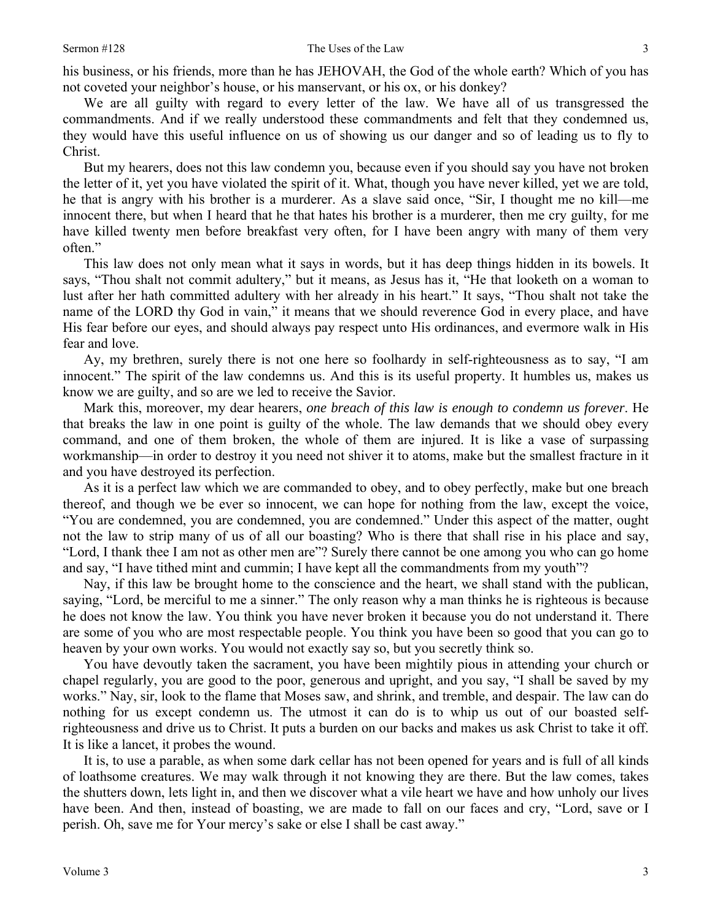his business, or his friends, more than he has JEHOVAH, the God of the whole earth? Which of you has not coveted your neighbor's house, or his manservant, or his ox, or his donkey?

We are all guilty with regard to every letter of the law. We have all of us transgressed the commandments. And if we really understood these commandments and felt that they condemned us, they would have this useful influence on us of showing us our danger and so of leading us to fly to Christ.

But my hearers, does not this law condemn you, because even if you should say you have not broken the letter of it, yet you have violated the spirit of it. What, though you have never killed, yet we are told, he that is angry with his brother is a murderer. As a slave said once, "Sir, I thought me no kill—me innocent there, but when I heard that he that hates his brother is a murderer, then me cry guilty, for me have killed twenty men before breakfast very often, for I have been angry with many of them very often."

This law does not only mean what it says in words, but it has deep things hidden in its bowels. It says, "Thou shalt not commit adultery," but it means, as Jesus has it, "He that looketh on a woman to lust after her hath committed adultery with her already in his heart." It says, "Thou shalt not take the name of the LORD thy God in vain," it means that we should reverence God in every place, and have His fear before our eyes, and should always pay respect unto His ordinances, and evermore walk in His fear and love.

Ay, my brethren, surely there is not one here so foolhardy in self-righteousness as to say, "I am innocent." The spirit of the law condemns us. And this is its useful property. It humbles us, makes us know we are guilty, and so are we led to receive the Savior.

Mark this, moreover, my dear hearers, *one breach of this law is enough to condemn us forever*. He that breaks the law in one point is guilty of the whole. The law demands that we should obey every command, and one of them broken, the whole of them are injured. It is like a vase of surpassing workmanship—in order to destroy it you need not shiver it to atoms, make but the smallest fracture in it and you have destroyed its perfection.

As it is a perfect law which we are commanded to obey, and to obey perfectly, make but one breach thereof, and though we be ever so innocent, we can hope for nothing from the law, except the voice, "You are condemned, you are condemned, you are condemned." Under this aspect of the matter, ought not the law to strip many of us of all our boasting? Who is there that shall rise in his place and say, "Lord, I thank thee I am not as other men are"? Surely there cannot be one among you who can go home and say, "I have tithed mint and cummin; I have kept all the commandments from my youth"?

Nay, if this law be brought home to the conscience and the heart, we shall stand with the publican, saying, "Lord, be merciful to me a sinner." The only reason why a man thinks he is righteous is because he does not know the law. You think you have never broken it because you do not understand it. There are some of you who are most respectable people. You think you have been so good that you can go to heaven by your own works. You would not exactly say so, but you secretly think so.

You have devoutly taken the sacrament, you have been mightily pious in attending your church or chapel regularly, you are good to the poor, generous and upright, and you say, "I shall be saved by my works." Nay, sir, look to the flame that Moses saw, and shrink, and tremble, and despair. The law can do nothing for us except condemn us. The utmost it can do is to whip us out of our boasted self-righteousness and drive us to Christ. It puts a burden on our backs and makes us ask Christ to take it off. It is like a lancet, it probes the wound.

It is, to use a parable, as when some dark cellar has not been opened for years and is full of all kinds of loathsome creatures. We may walk through it not knowing they are there. But the law comes, takes the shutters down, lets light in, and then we discover what a vile heart we have and how unholy our lives have been. And then, instead of boasting, we are made to fall on our faces and cry, "Lord, save or I perish. Oh, save me for Your mercy's sake or else I shall be cast away."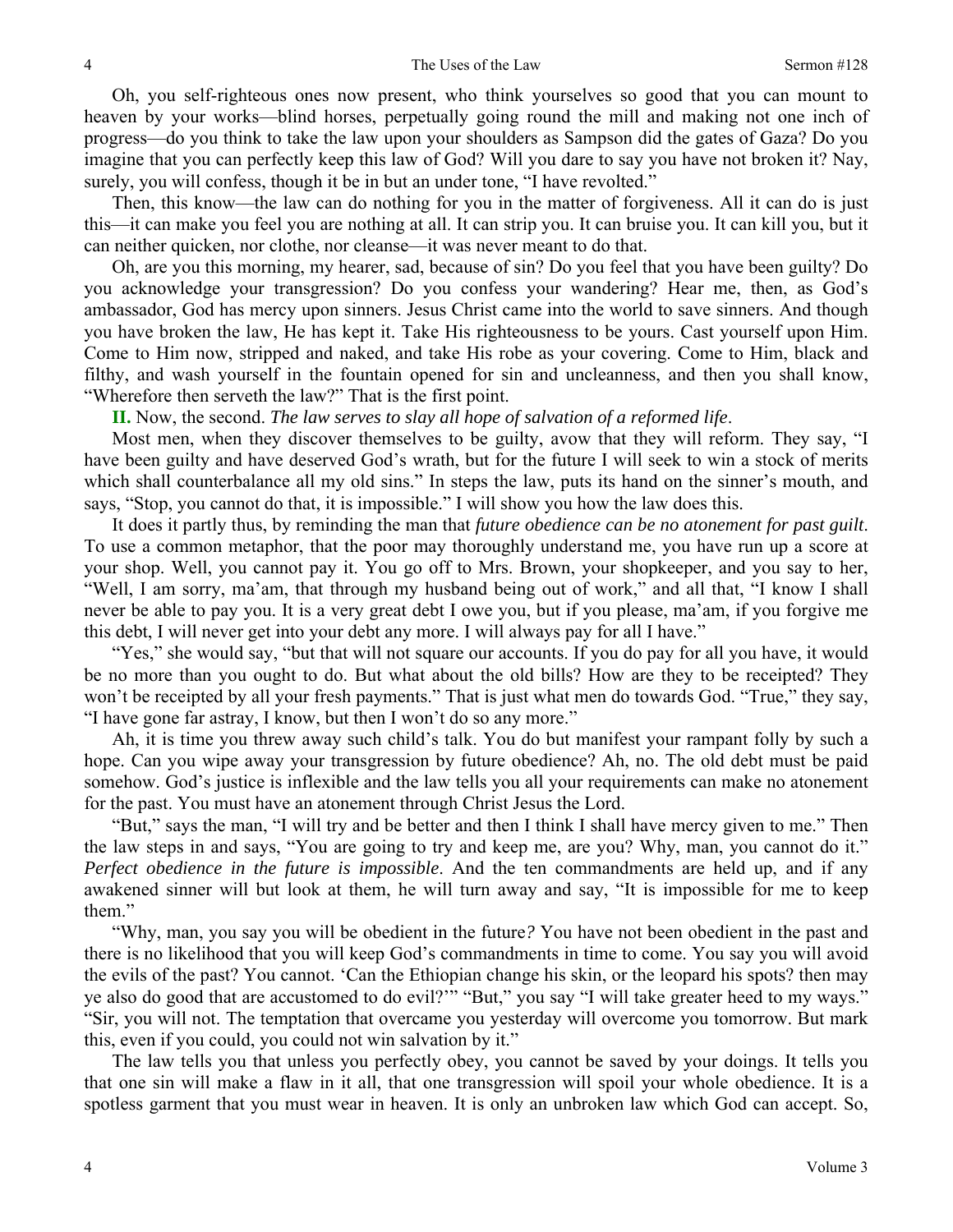Oh, you self-righteous ones now present, who think yourselves so good that you can mount to heaven by your works—blind horses, perpetually going round the mill and making not one inch of progress—do you think to take the law upon your shoulders as Sampson did the gates of Gaza? Do you imagine that you can perfectly keep this law of God? Will you dare to say you have not broken it? Nay, surely, you will confess, though it be in but an under tone, "I have revolted."

Then, this know—the law can do nothing for you in the matter of forgiveness. All it can do is just this—it can make you feel you are nothing at all. It can strip you. It can bruise you. It can kill you, but it can neither quicken, nor clothe, nor cleanse—it was never meant to do that.

Oh, are you this morning, my hearer, sad, because of sin? Do you feel that you have been guilty? Do you acknowledge your transgression? Do you confess your wandering? Hear me, then, as God's ambassador, God has mercy upon sinners. Jesus Christ came into the world to save sinners. And though you have broken the law, He has kept it. Take His righteousness to be yours. Cast yourself upon Him. Come to Him now, stripped and naked, and take His robe as your covering. Come to Him, black and filthy, and wash yourself in the fountain opened for sin and uncleanness, and then you shall know, "Wherefore then serveth the law?" That is the first point.

**II.** Now, the second. *The law serves to slay all hope of salvation of a reformed life*.

Most men, when they discover themselves to be guilty, avow that they will reform. They say, "I have been guilty and have deserved God's wrath, but for the future I will seek to win a stock of merits which shall counterbalance all my old sins." In steps the law, puts its hand on the sinner's mouth, and says, "Stop, you cannot do that, it is impossible." I will show you how the law does this.

It does it partly thus, by reminding the man that *future obedience can be no atonement for past guilt*. To use a common metaphor, that the poor may thoroughly understand me, you have run up a score at your shop. Well, you cannot pay it. You go off to Mrs. Brown, your shopkeeper, and you say to her, "Well, I am sorry, ma'am, that through my husband being out of work," and all that, "I know I shall never be able to pay you. It is a very great debt I owe you, but if you please, ma'am, if you forgive me this debt, I will never get into your debt any more. I will always pay for all I have."

"Yes," she would say, "but that will not square our accounts. If you do pay for all you have, it would be no more than you ought to do. But what about the old bills? How are they to be receipted? They won't be receipted by all your fresh payments." That is just what men do towards God. "True," they say, "I have gone far astray, I know, but then I won't do so any more."

Ah, it is time you threw away such child's talk. You do but manifest your rampant folly by such a hope. Can you wipe away your transgression by future obedience? Ah, no. The old debt must be paid somehow. God's justice is inflexible and the law tells you all your requirements can make no atonement for the past. You must have an atonement through Christ Jesus the Lord.

"But," says the man, "I will try and be better and then I think I shall have mercy given to me." Then the law steps in and says, "You are going to try and keep me, are you? Why, man, you cannot do it." *Perfect obedience in the future is impossible*. And the ten commandments are held up, and if any awakened sinner will but look at them, he will turn away and say, "It is impossible for me to keep them."

"Why, man, you say you will be obedient in the future*?* You have not been obedient in the past and there is no likelihood that you will keep God's commandments in time to come. You say you will avoid the evils of the past? You cannot. 'Can the Ethiopian change his skin, or the leopard his spots? then may ye also do good that are accustomed to do evil?'" "But," you say "I will take greater heed to my ways." "Sir, you will not. The temptation that overcame you yesterday will overcome you tomorrow. But mark this, even if you could, you could not win salvation by it."

The law tells you that unless you perfectly obey, you cannot be saved by your doings. It tells you that one sin will make a flaw in it all, that one transgression will spoil your whole obedience. It is a spotless garment that you must wear in heaven. It is only an unbroken law which God can accept. So,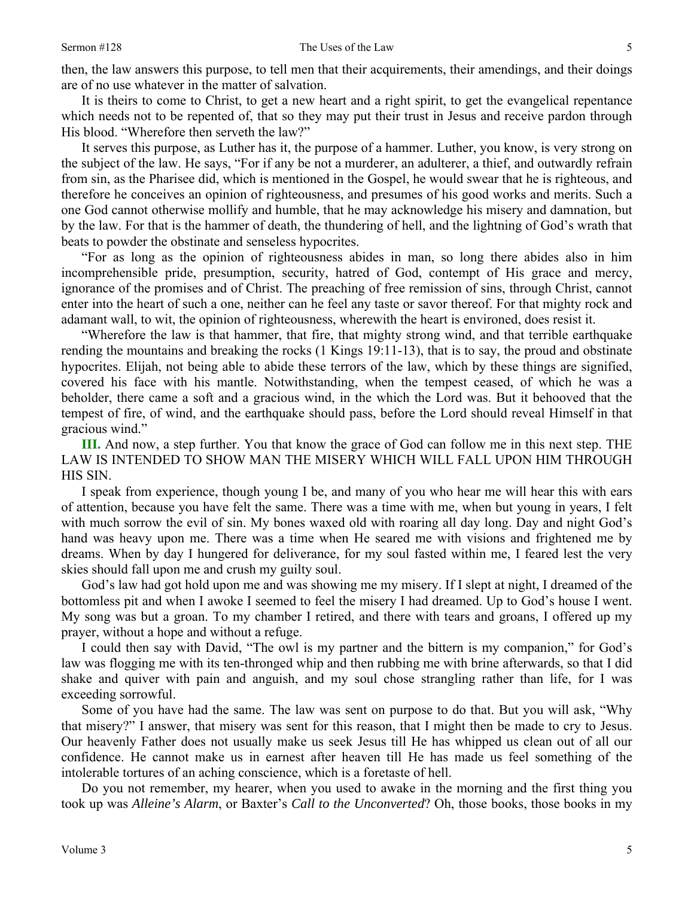then, the law answers this purpose, to tell men that their acquirements, their amendings, and their doings are of no use whatever in the matter of salvation.

It is theirs to come to Christ, to get a new heart and a right spirit, to get the evangelical repentance which needs not to be repented of, that so they may put their trust in Jesus and receive pardon through His blood. "Wherefore then serveth the law?"

It serves this purpose, as Luther has it, the purpose of a hammer. Luther, you know, is very strong on the subject of the law. He says, "For if any be not a murderer, an adulterer, a thief, and outwardly refrain from sin, as the Pharisee did, which is mentioned in the Gospel, he would swear that he is righteous, and therefore he conceives an opinion of righteousness, and presumes of his good works and merits. Such a one God cannot otherwise mollify and humble, that he may acknowledge his misery and damnation, but by the law. For that is the hammer of death, the thundering of hell, and the lightning of God's wrath that beats to powder the obstinate and senseless hypocrites.

"For as long as the opinion of righteousness abides in man, so long there abides also in him incomprehensible pride, presumption, security, hatred of God, contempt of His grace and mercy, ignorance of the promises and of Christ. The preaching of free remission of sins, through Christ, cannot enter into the heart of such a one, neither can he feel any taste or savor thereof. For that mighty rock and adamant wall, to wit, the opinion of righteousness, wherewith the heart is environed, does resist it.

"Wherefore the law is that hammer, that fire, that mighty strong wind, and that terrible earthquake rending the mountains and breaking the rocks (1 Kings 19:11-13), that is to say, the proud and obstinate hypocrites. Elijah, not being able to abide these terrors of the law, which by these things are signified, covered his face with his mantle. Notwithstanding, when the tempest ceased, of which he was a beholder, there came a soft and a gracious wind, in the which the Lord was. But it behooved that the tempest of fire, of wind, and the earthquake should pass, before the Lord should reveal Himself in that gracious wind."

**III.** And now, a step further. You that know the grace of God can follow me in this next step. THE LAW IS INTENDED TO SHOW MAN THE MISERY WHICH WILL FALL UPON HIM THROUGH HIS SIN.

I speak from experience, though young I be, and many of you who hear me will hear this with ears of attention, because you have felt the same. There was a time with me, when but young in years, I felt with much sorrow the evil of sin. My bones waxed old with roaring all day long. Day and night God's hand was heavy upon me. There was a time when He seared me with visions and frightened me by dreams. When by day I hungered for deliverance, for my soul fasted within me, I feared lest the very skies should fall upon me and crush my guilty soul.

God's law had got hold upon me and was showing me my misery. If I slept at night, I dreamed of the bottomless pit and when I awoke I seemed to feel the misery I had dreamed. Up to God's house I went. My song was but a groan. To my chamber I retired, and there with tears and groans, I offered up my prayer, without a hope and without a refuge.

I could then say with David, "The owl is my partner and the bittern is my companion," for God's law was flogging me with its ten-thronged whip and then rubbing me with brine afterwards, so that I did shake and quiver with pain and anguish, and my soul chose strangling rather than life, for I was exceeding sorrowful.

Some of you have had the same. The law was sent on purpose to do that. But you will ask, "Why that misery?" I answer, that misery was sent for this reason, that I might then be made to cry to Jesus. Our heavenly Father does not usually make us seek Jesus till He has whipped us clean out of all our confidence. He cannot make us in earnest after heaven till He has made us feel something of the intolerable tortures of an aching conscience, which is a foretaste of hell.

Do you not remember, my hearer, when you used to awake in the morning and the first thing you took up was *Alleine's Alarm*, or Baxter's *Call to the Unconverted*? Oh, those books, those books in my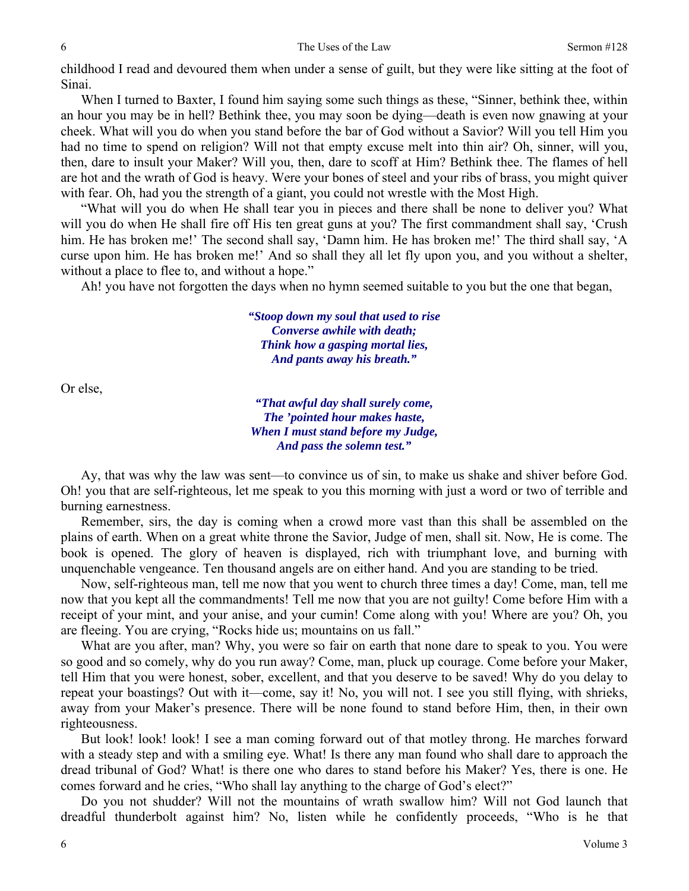childhood I read and devoured them when under a sense of guilt, but they were like sitting at the foot of Sinai.

When I turned to Baxter, I found him saying some such things as these, "Sinner, bethink thee, within an hour you may be in hell? Bethink thee, you may soon be dying—death is even now gnawing at your cheek. What will you do when you stand before the bar of God without a Savior? Will you tell Him you had no time to spend on religion? Will not that empty excuse melt into thin air? Oh, sinner, will you, then, dare to insult your Maker? Will you, then, dare to scoff at Him? Bethink thee. The flames of hell are hot and the wrath of God is heavy. Were your bones of steel and your ribs of brass, you might quiver with fear. Oh, had you the strength of a giant, you could not wrestle with the Most High.

"What will you do when He shall tear you in pieces and there shall be none to deliver you? What will you do when He shall fire off His ten great guns at you? The first commandment shall say, 'Crush him. He has broken me!' The second shall say, 'Damn him. He has broken me!' The third shall say, 'A curse upon him. He has broken me!' And so shall they all let fly upon you, and you without a shelter, without a place to flee to, and without a hope."

Ah! you have not forgotten the days when no hymn seemed suitable to you but the one that began,

> ***"Stoop down my soul that used to rise***
> ***Converse awhile with death;***
> ***Think how a gasping mortal lies,***
> ***And pants away his breath."***

Or else,

> ***"That awful day shall surely come,***
> ***The 'pointed hour makes haste,***
> ***When I must stand before my Judge,***
> ***And pass the solemn test."***

Ay, that was why the law was sent—to convince us of sin, to make us shake and shiver before God. Oh! you that are self-righteous, let me speak to you this morning with just a word or two of terrible and burning earnestness.

Remember, sirs, the day is coming when a crowd more vast than this shall be assembled on the plains of earth. When on a great white throne the Savior, Judge of men, shall sit. Now, He is come. The book is opened. The glory of heaven is displayed, rich with triumphant love, and burning with unquenchable vengeance. Ten thousand angels are on either hand. And you are standing to be tried.

Now, self-righteous man, tell me now that you went to church three times a day! Come, man, tell me now that you kept all the commandments! Tell me now that you are not guilty! Come before Him with a receipt of your mint, and your anise, and your cumin! Come along with you! Where are you? Oh, you are fleeing. You are crying, "Rocks hide us; mountains on us fall."

What are you after, man? Why, you were so fair on earth that none dare to speak to you. You were so good and so comely, why do you run away? Come, man, pluck up courage. Come before your Maker, tell Him that you were honest, sober, excellent, and that you deserve to be saved! Why do you delay to repeat your boastings? Out with it—come, say it! No, you will not. I see you still flying, with shrieks, away from your Maker's presence. There will be none found to stand before Him, then, in their own righteousness.

But look! look! look! I see a man coming forward out of that motley throng. He marches forward with a steady step and with a smiling eye. What! Is there any man found who shall dare to approach the dread tribunal of God? What! is there one who dares to stand before his Maker? Yes, there is one. He comes forward and he cries, "Who shall lay anything to the charge of God's elect?"

Do you not shudder? Will not the mountains of wrath swallow him? Will not God launch that dreadful thunderbolt against him? No, listen while he confidently proceeds, "Who is he that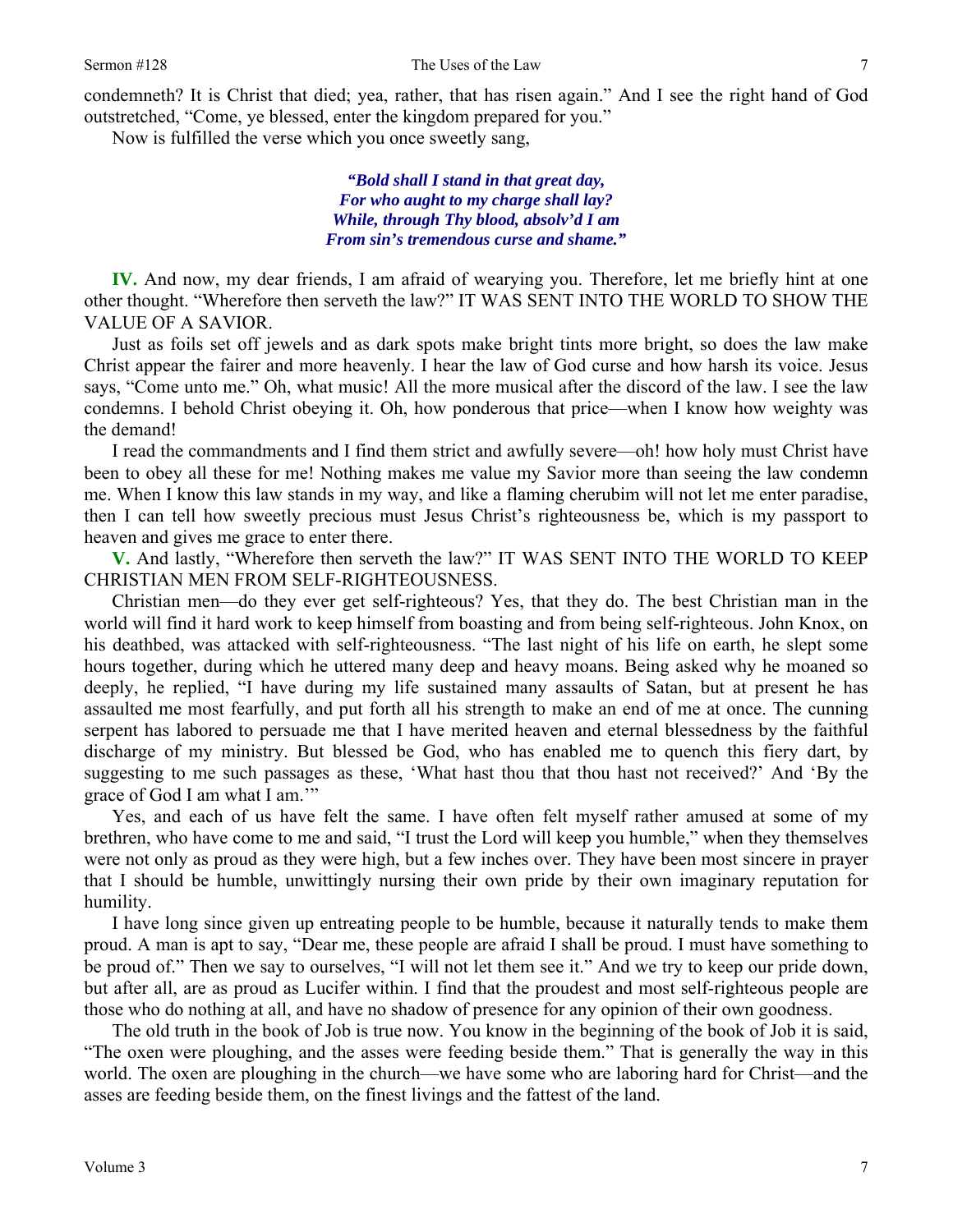condemneth? It is Christ that died; yea, rather, that has risen again." And I see the right hand of God outstretched, "Come, ye blessed, enter the kingdom prepared for you."

Now is fulfilled the verse which you once sweetly sang,

> ***"Bold shall I stand in that great day,***
> ***For who aught to my charge shall lay?***
> ***While, through Thy blood, absolv'd I am***
> ***From sin's tremendous curse and shame."***

**IV.** And now, my dear friends, I am afraid of wearying you. Therefore, let me briefly hint at one other thought. "Wherefore then serveth the law?" IT WAS SENT INTO THE WORLD TO SHOW THE VALUE OF A SAVIOR.

Just as foils set off jewels and as dark spots make bright tints more bright, so does the law make Christ appear the fairer and more heavenly. I hear the law of God curse and how harsh its voice. Jesus says, "Come unto me." Oh, what music! All the more musical after the discord of the law. I see the law condemns. I behold Christ obeying it. Oh, how ponderous that price—when I know how weighty was the demand!

I read the commandments and I find them strict and awfully severe—oh! how holy must Christ have been to obey all these for me! Nothing makes me value my Savior more than seeing the law condemn me. When I know this law stands in my way, and like a flaming cherubim will not let me enter paradise, then I can tell how sweetly precious must Jesus Christ's righteousness be, which is my passport to heaven and gives me grace to enter there.

**V.** And lastly, "Wherefore then serveth the law?" IT WAS SENT INTO THE WORLD TO KEEP CHRISTIAN MEN FROM SELF-RIGHTEOUSNESS.

Christian men—do they ever get self-righteous? Yes, that they do. The best Christian man in the world will find it hard work to keep himself from boasting and from being self-righteous. John Knox, on his deathbed, was attacked with self-righteousness. "The last night of his life on earth, he slept some hours together, during which he uttered many deep and heavy moans. Being asked why he moaned so deeply, he replied, "I have during my life sustained many assaults of Satan, but at present he has assaulted me most fearfully, and put forth all his strength to make an end of me at once. The cunning serpent has labored to persuade me that I have merited heaven and eternal blessedness by the faithful discharge of my ministry. But blessed be God, who has enabled me to quench this fiery dart, by suggesting to me such passages as these, 'What hast thou that thou hast not received?' And 'By the grace of God I am what I am.'"

Yes, and each of us have felt the same. I have often felt myself rather amused at some of my brethren, who have come to me and said, "I trust the Lord will keep you humble," when they themselves were not only as proud as they were high, but a few inches over. They have been most sincere in prayer that I should be humble, unwittingly nursing their own pride by their own imaginary reputation for humility.

I have long since given up entreating people to be humble, because it naturally tends to make them proud. A man is apt to say, "Dear me, these people are afraid I shall be proud. I must have something to be proud of." Then we say to ourselves, "I will not let them see it." And we try to keep our pride down, but after all, are as proud as Lucifer within. I find that the proudest and most self-righteous people are those who do nothing at all, and have no shadow of presence for any opinion of their own goodness.

The old truth in the book of Job is true now. You know in the beginning of the book of Job it is said, "The oxen were ploughing, and the asses were feeding beside them." That is generally the way in this world. The oxen are ploughing in the church—we have some who are laboring hard for Christ—and the asses are feeding beside them, on the finest livings and the fattest of the land.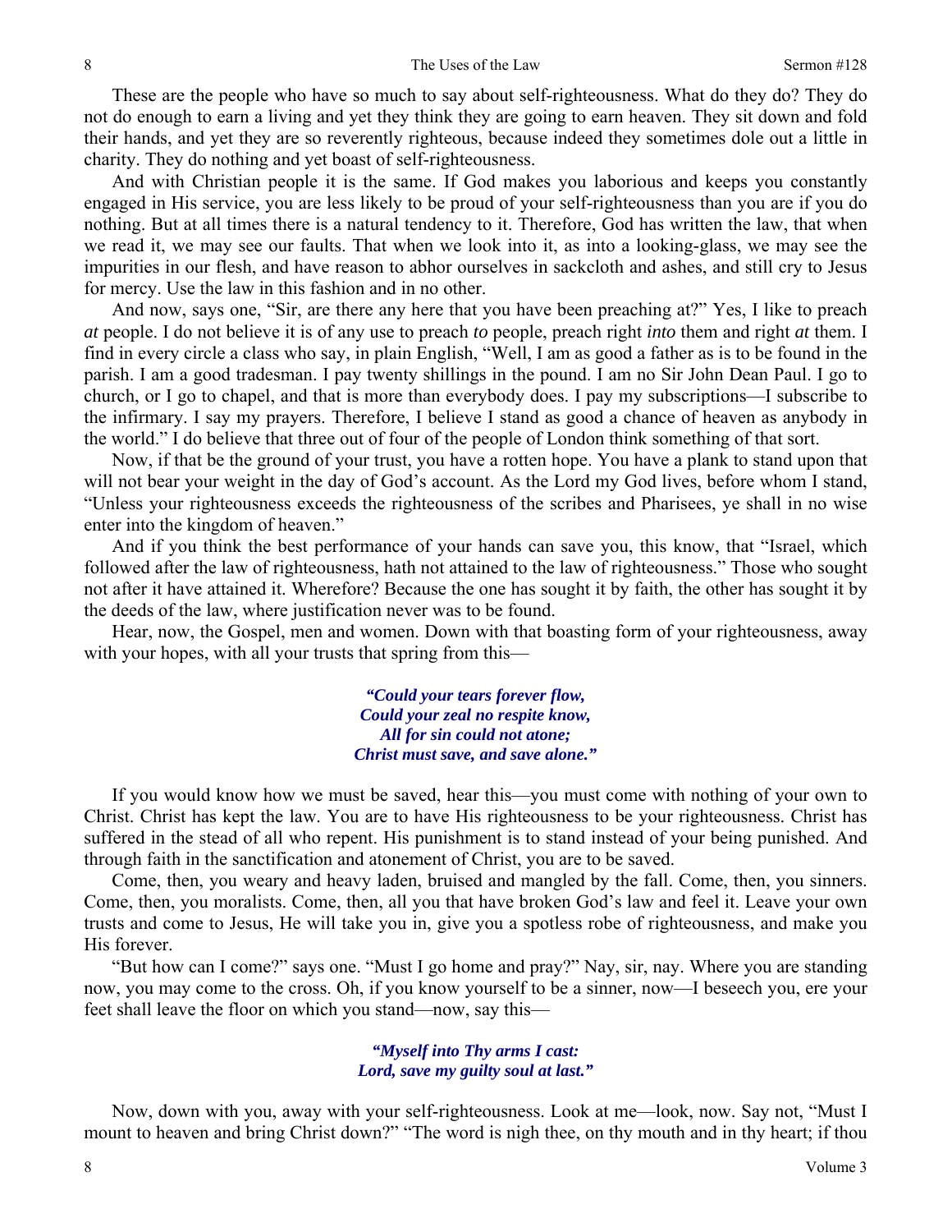These are the people who have so much to say about self-righteousness. What do they do? They do not do enough to earn a living and yet they think they are going to earn heaven. They sit down and fold their hands, and yet they are so reverently righteous, because indeed they sometimes dole out a little in charity. They do nothing and yet boast of self-righteousness.

And with Christian people it is the same. If God makes you laborious and keeps you constantly engaged in His service, you are less likely to be proud of your self-righteousness than you are if you do nothing. But at all times there is a natural tendency to it. Therefore, God has written the law, that when we read it, we may see our faults. That when we look into it, as into a looking-glass, we may see the impurities in our flesh, and have reason to abhor ourselves in sackcloth and ashes, and still cry to Jesus for mercy. Use the law in this fashion and in no other.

And now, says one, "Sir, are there any here that you have been preaching at?" Yes, I like to preach *at* people. I do not believe it is of any use to preach *to* people, preach right *into* them and right *at* them. I find in every circle a class who say, in plain English, "Well, I am as good a father as is to be found in the parish. I am a good tradesman. I pay twenty shillings in the pound. I am no Sir John Dean Paul. I go to church, or I go to chapel, and that is more than everybody does. I pay my subscriptions—I subscribe to the infirmary. I say my prayers. Therefore, I believe I stand as good a chance of heaven as anybody in the world." I do believe that three out of four of the people of London think something of that sort.

Now, if that be the ground of your trust, you have a rotten hope. You have a plank to stand upon that will not bear your weight in the day of God's account. As the Lord my God lives, before whom I stand, "Unless your righteousness exceeds the righteousness of the scribes and Pharisees, ye shall in no wise enter into the kingdom of heaven."

And if you think the best performance of your hands can save you, this know, that "Israel, which followed after the law of righteousness, hath not attained to the law of righteousness." Those who sought not after it have attained it. Wherefore? Because the one has sought it by faith, the other has sought it by the deeds of the law, where justification never was to be found.

Hear, now, the Gospel, men and women. Down with that boasting form of your righteousness, away with your hopes, with all your trusts that spring from this—

> ***"Could your tears forever flow,***
> ***Could your zeal no respite know,***
> ***All for sin could not atone;***
> ***Christ must save, and save alone."***

If you would know how we must be saved, hear this—you must come with nothing of your own to Christ. Christ has kept the law. You are to have His righteousness to be your righteousness. Christ has suffered in the stead of all who repent. His punishment is to stand instead of your being punished. And through faith in the sanctification and atonement of Christ, you are to be saved.

Come, then, you weary and heavy laden, bruised and mangled by the fall. Come, then, you sinners. Come, then, you moralists. Come, then, all you that have broken God's law and feel it. Leave your own trusts and come to Jesus, He will take you in, give you a spotless robe of righteousness, and make you His forever.

"But how can I come?" says one. "Must I go home and pray?" Nay, sir, nay. Where you are standing now, you may come to the cross. Oh, if you know yourself to be a sinner, now—I beseech you, ere your feet shall leave the floor on which you stand—now, say this—

> ***"Myself into Thy arms I cast:***
> ***Lord, save my guilty soul at last."***

Now, down with you, away with your self-righteousness. Look at me—look, now. Say not, "Must I mount to heaven and bring Christ down?" "The word is nigh thee, on thy mouth and in thy heart; if thou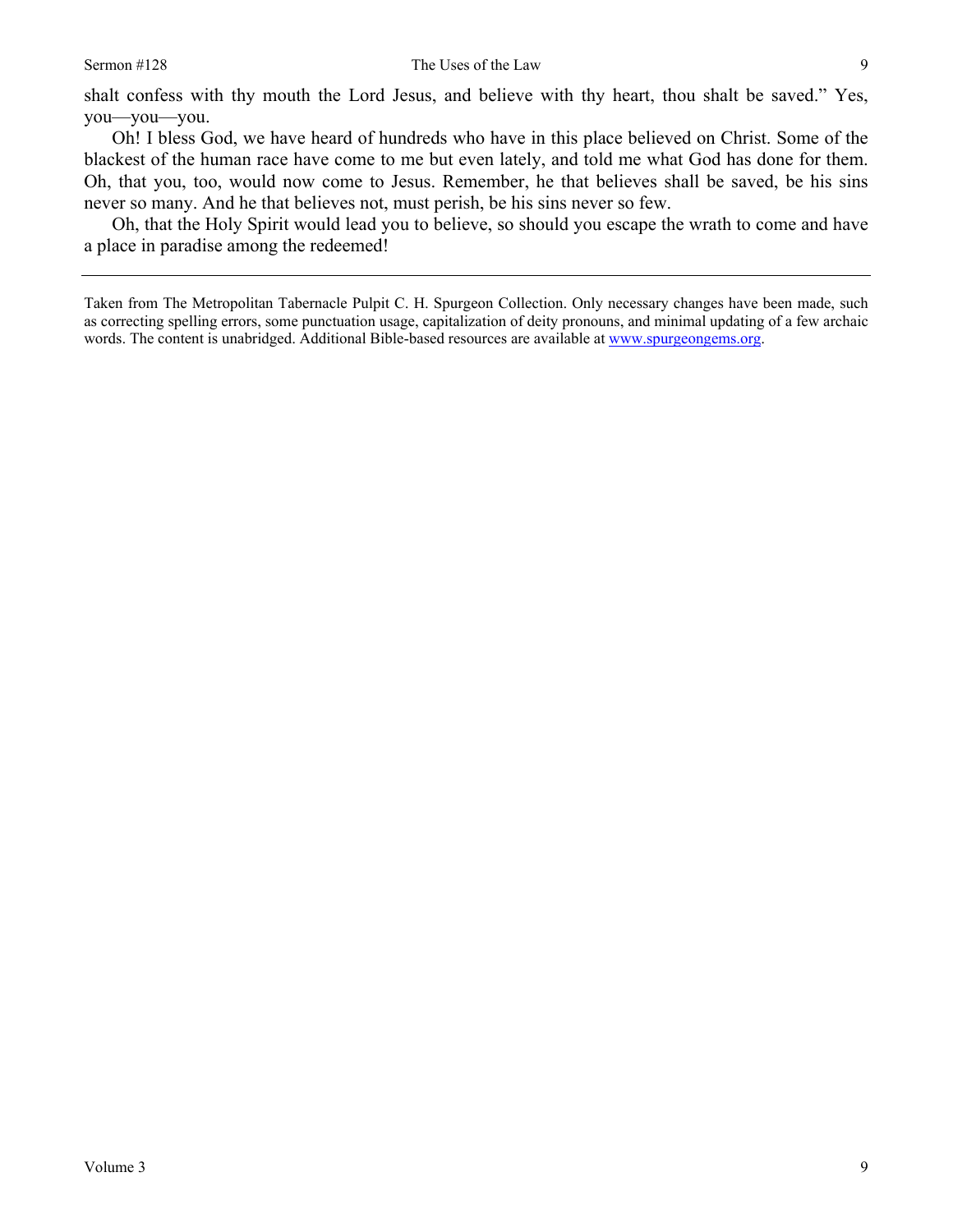shalt confess with thy mouth the Lord Jesus, and believe with thy heart, thou shalt be saved." Yes, you—you—you.

Oh! I bless God, we have heard of hundreds who have in this place believed on Christ. Some of the blackest of the human race have come to me but even lately, and told me what God has done for them. Oh, that you, too, would now come to Jesus. Remember, he that believes shall be saved, be his sins never so many. And he that believes not, must perish, be his sins never so few.

Oh, that the Holy Spirit would lead you to believe, so should you escape the wrath to come and have a place in paradise among the redeemed!

---

Taken from The Metropolitan Tabernacle Pulpit C. H. Spurgeon Collection. Only necessary changes have been made, such as correcting spelling errors, some punctuation usage, capitalization of deity pronouns, and minimal updating of a few archaic words. The content is unabridged. Additional Bible-based resources are available at [www.spurgeongems.org](http://www.spurgeongems.org).